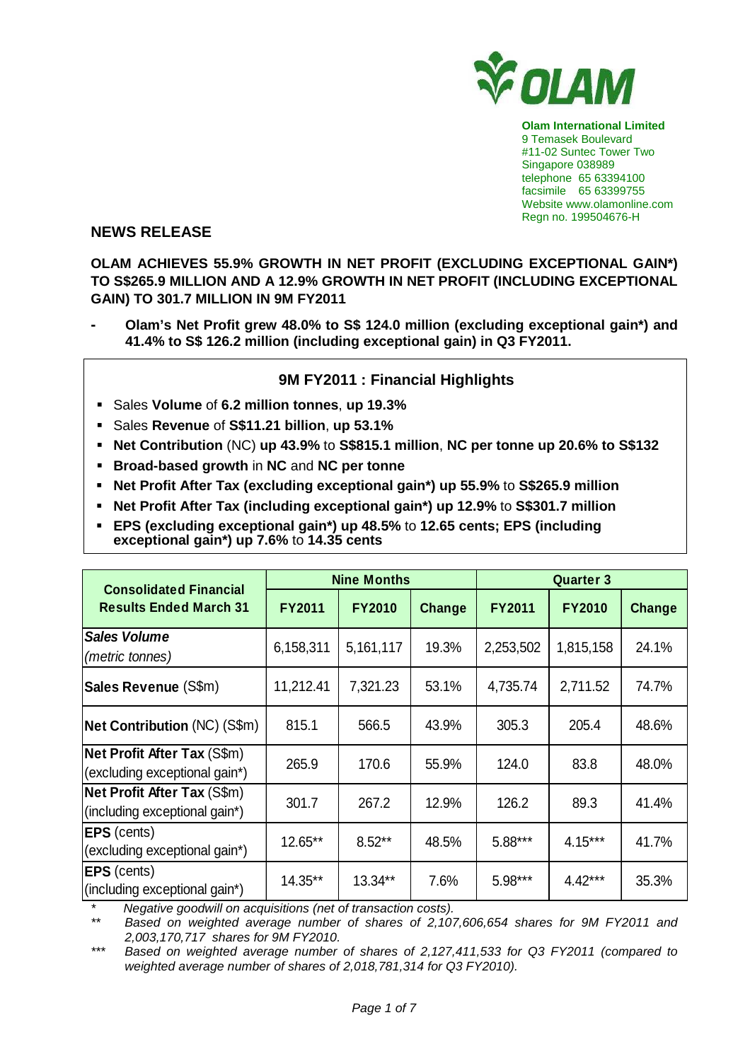Olam International Limited
9 Temasek Boulevard
#11-02 Suntec Tower Two
Singapore 038989
telephone 65 63394100
facsimile 65 63399755
Website www.olamonline.com
Regn no. 199504676-H

## NEWS RELEASE

**OLAM ACHIEVES 55.9% GROWTH IN NET PROFIT (EXCLUDING EXCEPTIONAL GAIN*) TO S$265.9 MILLION AND A 12.9% GROWTH IN NET PROFIT (INCLUDING EXCEPTIONAL GAIN) TO 301.7 MILLION IN 9M FY2011**

- **Olam's Net Profit grew 48.0% to S$ 124.0 million (excluding exceptional gain*) and 41.4% to S$ 126.2 million (including exceptional gain) in Q3 FY2011.**

### 9M FY2011 : Financial Highlights

- Sales **Volume** of **6.2 million tonnes**, **up 19.3%**
- Sales **Revenue** of **S$11.21 billion**, **up 53.1%**
- **Net Contribution** (NC) **up 43.9%** to **S$815.1 million**, **NC per tonne up 20.6% to S$132**
- **Broad-based growth** in **NC** and **NC per tonne**
- **Net Profit After Tax (excluding exceptional gain*) up 55.9%** to **S$265.9 million**
- **Net Profit After Tax (including exceptional gain*) up 12.9%** to **S$301.7 million**
- **EPS (excluding exceptional gain*) up 48.5%** to **12.65 cents; EPS (including exceptional gain*) up 7.6%** to **14.35 cents**

| Consolidated Financial Results Ended March 31 | Nine Months | | | Quarter 3 | | |
|---|---|---|---|---|---|---|
| | FY2011 | FY2010 | Change | FY2011 | FY2010 | Change |
| ***Sales Volume*** *(metric tonnes)* | 6,158,311 | 5,161,117 | 19.3% | 2,253,502 | 1,815,158 | 24.1% |
| **Sales Revenue** (S$m) | 11,212.41 | 7,321.23 | 53.1% | 4,735.74 | 2,711.52 | 74.7% |
| **Net Contribution** (NC) (S$m) | 815.1 | 566.5 | 43.9% | 305.3 | 205.4 | 48.6% |
| **Net Profit After Tax** (S$m) (excluding exceptional gain*) | 265.9 | 170.6 | 55.9% | 124.0 | 83.8 | 48.0% |
| **Net Profit After Tax** (S$m) (including exceptional gain*) | 301.7 | 267.2 | 12.9% | 126.2 | 89.3 | 41.4% |
| **EPS** (cents) (excluding exceptional gain*) | 12.65** | 8.52** | 48.5% | 5.88*** | 4.15*** | 41.7% |
| **EPS** (cents) (including exceptional gain*) | 14.35** | 13.34** | 7.6% | 5.98*** | 4.42*** | 35.3% |

\* *Negative goodwill on acquisitions (net of transaction costs).*

** *Based on weighted average number of shares of 2,107,606,654 shares for 9M FY2011 and 2,003,170,717 shares for 9M FY2010.*

*** *Based on weighted average number of shares of 2,127,411,533 for Q3 FY2011 (compared to weighted average number of shares of 2,018,781,314 for Q3 FY2010).*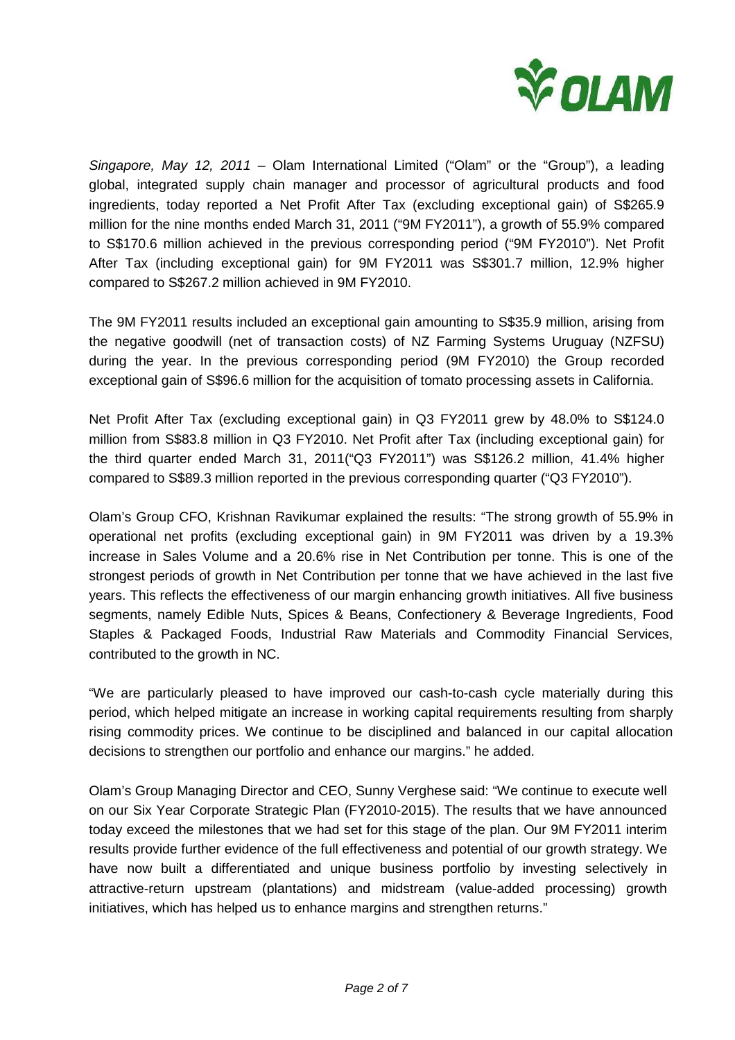*Singapore, May 12, 2011* – Olam International Limited ("Olam" or the "Group"), a leading global, integrated supply chain manager and processor of agricultural products and food ingredients, today reported a Net Profit After Tax (excluding exceptional gain) of S$265.9 million for the nine months ended March 31, 2011 ("9M FY2011"), a growth of 55.9% compared to S$170.6 million achieved in the previous corresponding period ("9M FY2010"). Net Profit After Tax (including exceptional gain) for 9M FY2011 was S$301.7 million, 12.9% higher compared to S$267.2 million achieved in 9M FY2010.

The 9M FY2011 results included an exceptional gain amounting to S$35.9 million, arising from the negative goodwill (net of transaction costs) of NZ Farming Systems Uruguay (NZFSU) during the year. In the previous corresponding period (9M FY2010) the Group recorded exceptional gain of S$96.6 million for the acquisition of tomato processing assets in California.

Net Profit After Tax (excluding exceptional gain) in Q3 FY2011 grew by 48.0% to S$124.0 million from S$83.8 million in Q3 FY2010. Net Profit after Tax (including exceptional gain) for the third quarter ended March 31, 2011("Q3 FY2011") was S$126.2 million, 41.4% higher compared to S$89.3 million reported in the previous corresponding quarter ("Q3 FY2010").

Olam's Group CFO, Krishnan Ravikumar explained the results: "The strong growth of 55.9% in operational net profits (excluding exceptional gain) in 9M FY2011 was driven by a 19.3% increase in Sales Volume and a 20.6% rise in Net Contribution per tonne. This is one of the strongest periods of growth in Net Contribution per tonne that we have achieved in the last five years. This reflects the effectiveness of our margin enhancing growth initiatives. All five business segments, namely Edible Nuts, Spices & Beans, Confectionery & Beverage Ingredients, Food Staples & Packaged Foods, Industrial Raw Materials and Commodity Financial Services, contributed to the growth in NC.

"We are particularly pleased to have improved our cash-to-cash cycle materially during this period, which helped mitigate an increase in working capital requirements resulting from sharply rising commodity prices. We continue to be disciplined and balanced in our capital allocation decisions to strengthen our portfolio and enhance our margins." he added.

Olam's Group Managing Director and CEO, Sunny Verghese said: "We continue to execute well on our Six Year Corporate Strategic Plan (FY2010-2015). The results that we have announced today exceed the milestones that we had set for this stage of the plan. Our 9M FY2011 interim results provide further evidence of the full effectiveness and potential of our growth strategy. We have now built a differentiated and unique business portfolio by investing selectively in attractive-return upstream (plantations) and midstream (value-added processing) growth initiatives, which has helped us to enhance margins and strengthen returns."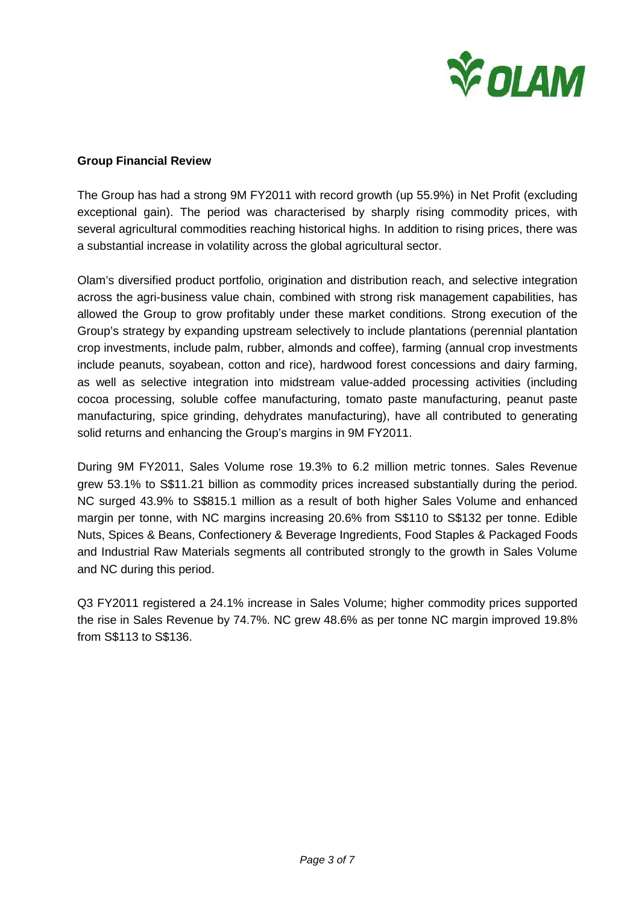## Group Financial Review

The Group has had a strong 9M FY2011 with record growth (up 55.9%) in Net Profit (excluding exceptional gain). The period was characterised by sharply rising commodity prices, with several agricultural commodities reaching historical highs. In addition to rising prices, there was a substantial increase in volatility across the global agricultural sector.

Olam's diversified product portfolio, origination and distribution reach, and selective integration across the agri-business value chain, combined with strong risk management capabilities, has allowed the Group to grow profitably under these market conditions. Strong execution of the Group's strategy by expanding upstream selectively to include plantations (perennial plantation crop investments, include palm, rubber, almonds and coffee), farming (annual crop investments include peanuts, soyabean, cotton and rice), hardwood forest concessions and dairy farming, as well as selective integration into midstream value-added processing activities (including cocoa processing, soluble coffee manufacturing, tomato paste manufacturing, peanut paste manufacturing, spice grinding, dehydrates manufacturing), have all contributed to generating solid returns and enhancing the Group's margins in 9M FY2011.

During 9M FY2011, Sales Volume rose 19.3% to 6.2 million metric tonnes. Sales Revenue grew 53.1% to S$11.21 billion as commodity prices increased substantially during the period. NC surged 43.9% to S$815.1 million as a result of both higher Sales Volume and enhanced margin per tonne, with NC margins increasing 20.6% from S$110 to S$132 per tonne. Edible Nuts, Spices & Beans, Confectionery & Beverage Ingredients, Food Staples & Packaged Foods and Industrial Raw Materials segments all contributed strongly to the growth in Sales Volume and NC during this period.

Q3 FY2011 registered a 24.1% increase in Sales Volume; higher commodity prices supported the rise in Sales Revenue by 74.7%. NC grew 48.6% as per tonne NC margin improved 19.8% from S$113 to S$136.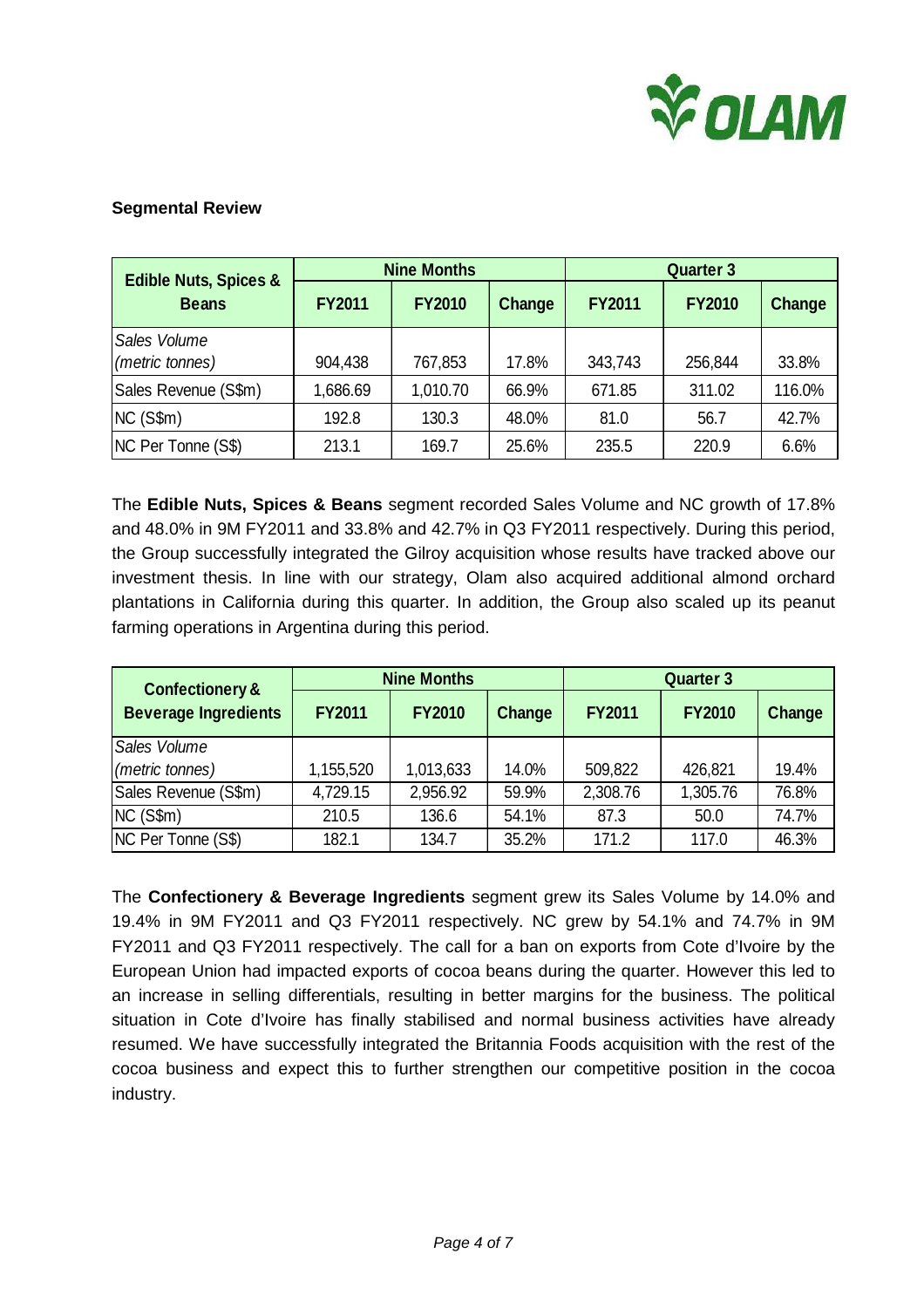**Segmental Review**

| Edible Nuts, Spices & Beans | Nine Months | | | Quarter 3 | | |
|---|---|---|---|---|---|---|
| | FY2011 | FY2010 | Change | FY2011 | FY2010 | Change |
| *Sales Volume (metric tonnes)* | 904,438 | 767,853 | 17.8% | 343,743 | 256,844 | 33.8% |
| Sales Revenue (S$m) | 1,686.69 | 1,010.70 | 66.9% | 671.85 | 311.02 | 116.0% |
| NC (S$m) | 192.8 | 130.3 | 48.0% | 81.0 | 56.7 | 42.7% |
| NC Per Tonne (S$) | 213.1 | 169.7 | 25.6% | 235.5 | 220.9 | 6.6% |

The **Edible Nuts, Spices & Beans** segment recorded Sales Volume and NC growth of 17.8% and 48.0% in 9M FY2011 and 33.8% and 42.7% in Q3 FY2011 respectively. During this period, the Group successfully integrated the Gilroy acquisition whose results have tracked above our investment thesis. In line with our strategy, Olam also acquired additional almond orchard plantations in California during this quarter. In addition, the Group also scaled up its peanut farming operations in Argentina during this period.

| Confectionery & Beverage Ingredients | Nine Months | | | Quarter 3 | | |
|---|---|---|---|---|---|---|
| | FY2011 | FY2010 | Change | FY2011 | FY2010 | Change |
| *Sales Volume (metric tonnes)* | 1,155,520 | 1,013,633 | 14.0% | 509,822 | 426,821 | 19.4% |
| Sales Revenue (S$m) | 4,729.15 | 2,956.92 | 59.9% | 2,308.76 | 1,305.76 | 76.8% |
| NC (S$m) | 210.5 | 136.6 | 54.1% | 87.3 | 50.0 | 74.7% |
| NC Per Tonne (S$) | 182.1 | 134.7 | 35.2% | 171.2 | 117.0 | 46.3% |

The **Confectionery & Beverage Ingredients** segment grew its Sales Volume by 14.0% and 19.4% in 9M FY2011 and Q3 FY2011 respectively. NC grew by 54.1% and 74.7% in 9M FY2011 and Q3 FY2011 respectively. The call for a ban on exports from Cote d'Ivoire by the European Union had impacted exports of cocoa beans during the quarter. However this led to an increase in selling differentials, resulting in better margins for the business. The political situation in Cote d'Ivoire has finally stabilised and normal business activities have already resumed. We have successfully integrated the Britannia Foods acquisition with the rest of the cocoa business and expect this to further strengthen our competitive position in the cocoa industry.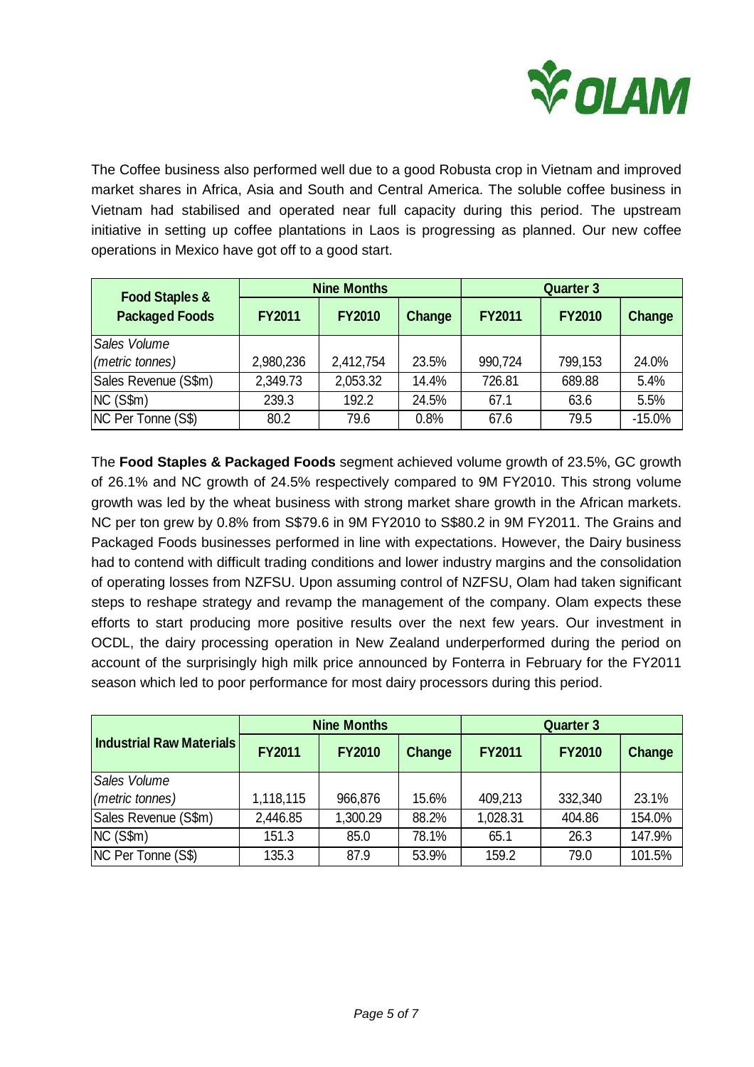The Coffee business also performed well due to a good Robusta crop in Vietnam and improved market shares in Africa, Asia and South and Central America. The soluble coffee business in Vietnam had stabilised and operated near full capacity during this period. The upstream initiative in setting up coffee plantations in Laos is progressing as planned. Our new coffee operations in Mexico have got off to a good start.

| Food Staples & Packaged Foods | Nine Months | | | Quarter 3 | | |
|---|---|---|---|---|---|---|
| | FY2011 | FY2010 | Change | FY2011 | FY2010 | Change |
| *Sales Volume (metric tonnes)* | 2,980,236 | 2,412,754 | 23.5% | 990,724 | 799,153 | 24.0% |
| Sales Revenue (S$m) | 2,349.73 | 2,053.32 | 14.4% | 726.81 | 689.88 | 5.4% |
| NC (S$m) | 239.3 | 192.2 | 24.5% | 67.1 | 63.6 | 5.5% |
| NC Per Tonne (S$) | 80.2 | 79.6 | 0.8% | 67.6 | 79.5 | -15.0% |

The **Food Staples & Packaged Foods** segment achieved volume growth of 23.5%, GC growth of 26.1% and NC growth of 24.5% respectively compared to 9M FY2010. This strong volume growth was led by the wheat business with strong market share growth in the African markets. NC per ton grew by 0.8% from S$79.6 in 9M FY2010 to S$80.2 in 9M FY2011. The Grains and Packaged Foods businesses performed in line with expectations. However, the Dairy business had to contend with difficult trading conditions and lower industry margins and the consolidation of operating losses from NZFSU. Upon assuming control of NZFSU, Olam had taken significant steps to reshape strategy and revamp the management of the company. Olam expects these efforts to start producing more positive results over the next few years. Our investment in OCDL, the dairy processing operation in New Zealand underperformed during the period on account of the surprisingly high milk price announced by Fonterra in February for the FY2011 season which led to poor performance for most dairy processors during this period.

| Industrial Raw Materials | Nine Months | | | Quarter 3 | | |
|---|---|---|---|---|---|---|
| | FY2011 | FY2010 | Change | FY2011 | FY2010 | Change |
| *Sales Volume (metric tonnes)* | 1,118,115 | 966,876 | 15.6% | 409,213 | 332,340 | 23.1% |
| Sales Revenue (S$m) | 2,446.85 | 1,300.29 | 88.2% | 1,028.31 | 404.86 | 154.0% |
| NC (S$m) | 151.3 | 85.0 | 78.1% | 65.1 | 26.3 | 147.9% |
| NC Per Tonne (S$) | 135.3 | 87.9 | 53.9% | 159.2 | 79.0 | 101.5% |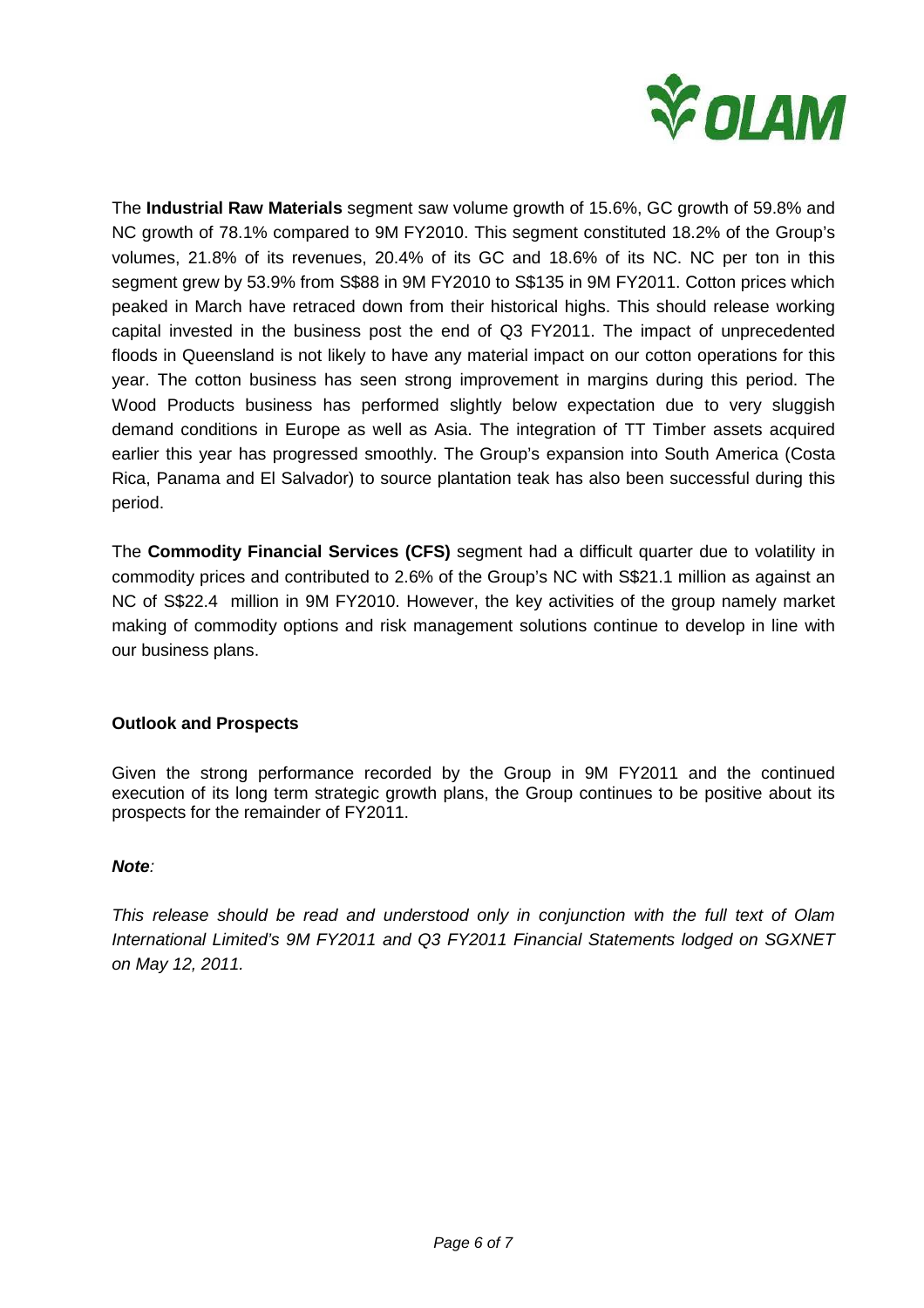The **Industrial Raw Materials** segment saw volume growth of 15.6%, GC growth of 59.8% and NC growth of 78.1% compared to 9M FY2010. This segment constituted 18.2% of the Group's volumes, 21.8% of its revenues, 20.4% of its GC and 18.6% of its NC. NC per ton in this segment grew by 53.9% from S$88 in 9M FY2010 to S$135 in 9M FY2011. Cotton prices which peaked in March have retraced down from their historical highs. This should release working capital invested in the business post the end of Q3 FY2011. The impact of unprecedented floods in Queensland is not likely to have any material impact on our cotton operations for this year. The cotton business has seen strong improvement in margins during this period. The Wood Products business has performed slightly below expectation due to very sluggish demand conditions in Europe as well as Asia. The integration of TT Timber assets acquired earlier this year has progressed smoothly. The Group's expansion into South America (Costa Rica, Panama and El Salvador) to source plantation teak has also been successful during this period.

The **Commodity Financial Services (CFS)** segment had a difficult quarter due to volatility in commodity prices and contributed to 2.6% of the Group's NC with S$21.1 million as against an NC of S$22.4 million in 9M FY2010. However, the key activities of the group namely market making of commodity options and risk management solutions continue to develop in line with our business plans.

**Outlook and Prospects**

Given the strong performance recorded by the Group in 9M FY2011 and the continued execution of its long term strategic growth plans, the Group continues to be positive about its prospects for the remainder of FY2011.

***Note**:*

*This release should be read and understood only in conjunction with the full text of Olam International Limited's 9M FY2011 and Q3 FY2011 Financial Statements lodged on SGXNET on May 12, 2011.*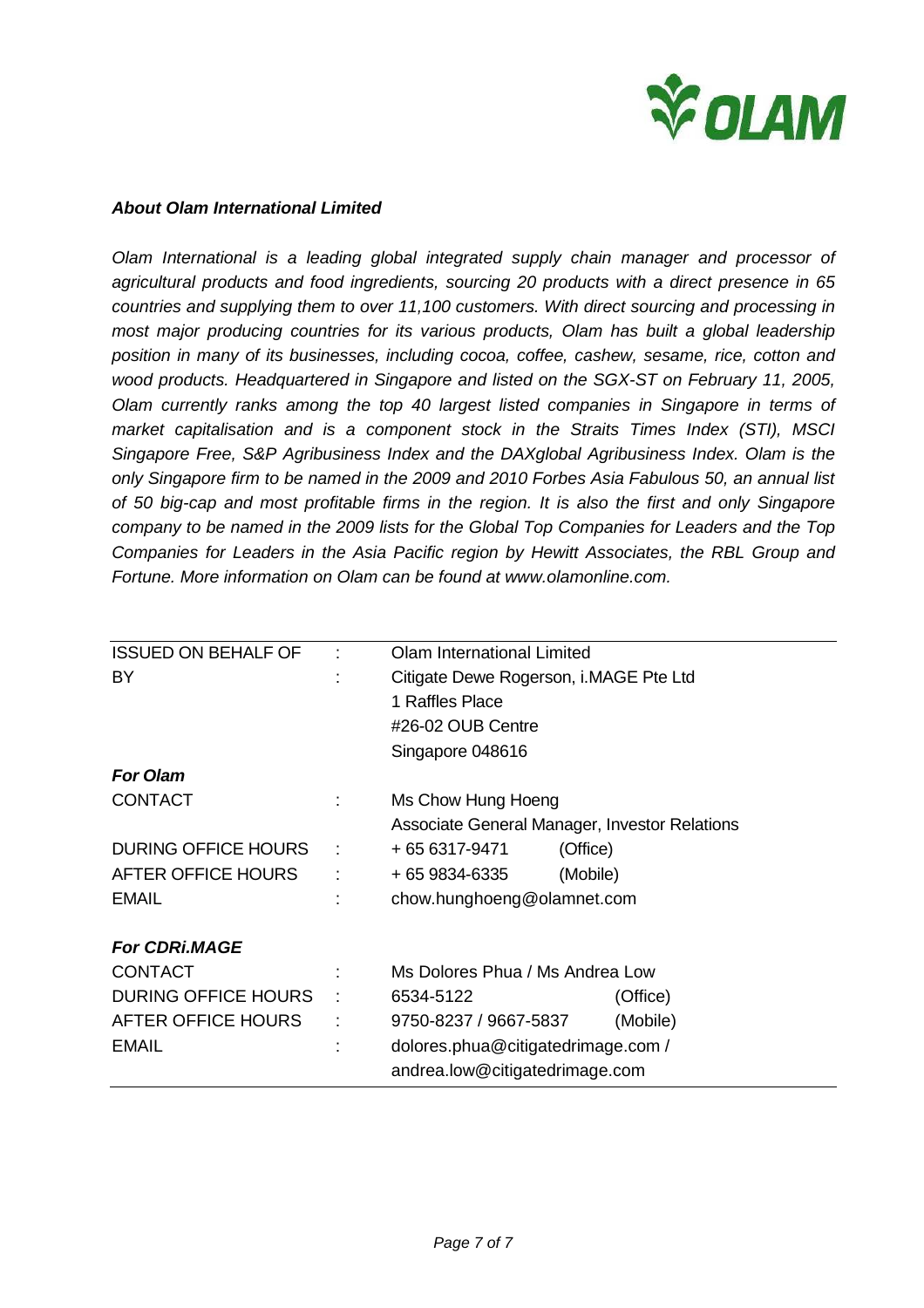***About Olam International Limited***

*Olam International is a leading global integrated supply chain manager and processor of agricultural products and food ingredients, sourcing 20 products with a direct presence in 65 countries and supplying them to over 11,100 customers. With direct sourcing and processing in most major producing countries for its various products, Olam has built a global leadership position in many of its businesses, including cocoa, coffee, cashew, sesame, rice, cotton and wood products. Headquartered in Singapore and listed on the SGX-ST on February 11, 2005, Olam currently ranks among the top 40 largest listed companies in Singapore in terms of market capitalisation and is a component stock in the Straits Times Index (STI), MSCI Singapore Free, S&P Agribusiness Index and the DAXglobal Agribusiness Index. Olam is the only Singapore firm to be named in the 2009 and 2010 Forbes Asia Fabulous 50, an annual list of 50 big-cap and most profitable firms in the region. It is also the first and only Singapore company to be named in the 2009 lists for the Global Top Companies for Leaders and the Top Companies for Leaders in the Asia Pacific region by Hewitt Associates, the RBL Group and Fortune. More information on Olam can be found at www.olamonline.com.*

| | | | |
|---|---|---|---|
| ISSUED ON BEHALF OF | : | Olam International Limited | |
| BY | : | Citigate Dewe Rogerson, i.MAGE Pte Ltd | |
| | | 1 Raffles Place | |
| | | #26-02 OUB Centre | |
| | | Singapore 048616 | |
| ***For Olam*** | | | |
| CONTACT | : | Ms Chow Hung Hoeng | |
| | | Associate General Manager, Investor Relations | |
| DURING OFFICE HOURS | : | + 65 6317-9471 | (Office) |
| AFTER OFFICE HOURS | : | + 65 9834-6335 | (Mobile) |
| EMAIL | : | chow.hunghoeng@olamnet.com | |
| ***For CDRi.MAGE*** | | | |
| CONTACT | : | Ms Dolores Phua / Ms Andrea Low | |
| DURING OFFICE HOURS | : | 6534-5122 | (Office) |
| AFTER OFFICE HOURS | : | 9750-8237 / 9667-5837 | (Mobile) |
| EMAIL | : | dolores.phua@citigatedrimage.com / andrea.low@citigatedrimage.com | |